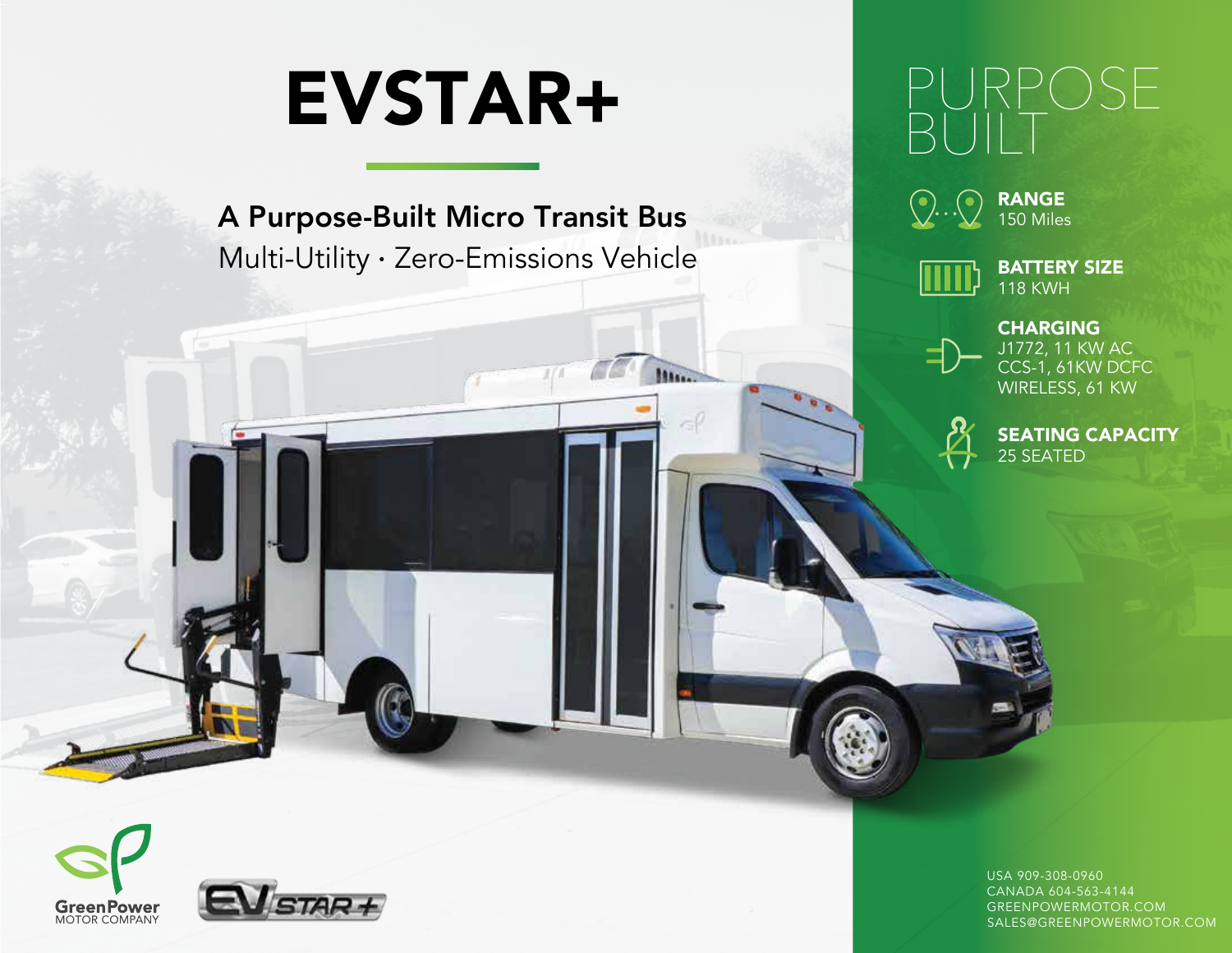# EVSTAR+

## A Purpose-Built Micro Transit Bus

Multi-Utility · Zero-Emissions Vehicle

# PURPOSE BUILT

**RANGE**
150 Miles

**BATTERY SIZE**
118 KWH

**CHARGING**
J1772, 11 KW AC
CCS-1, 61KW DCFC
WIRELESS, 61 KW

**SEATING CAPACITY**
25 SEATED

GreenPower
MOTOR COMPANY

EV STAR+

USA 909-308-0960
CANADA 604-563-4144
GREENPOWERMOTOR.COM
SALES@GREENPOWERMOTOR.COM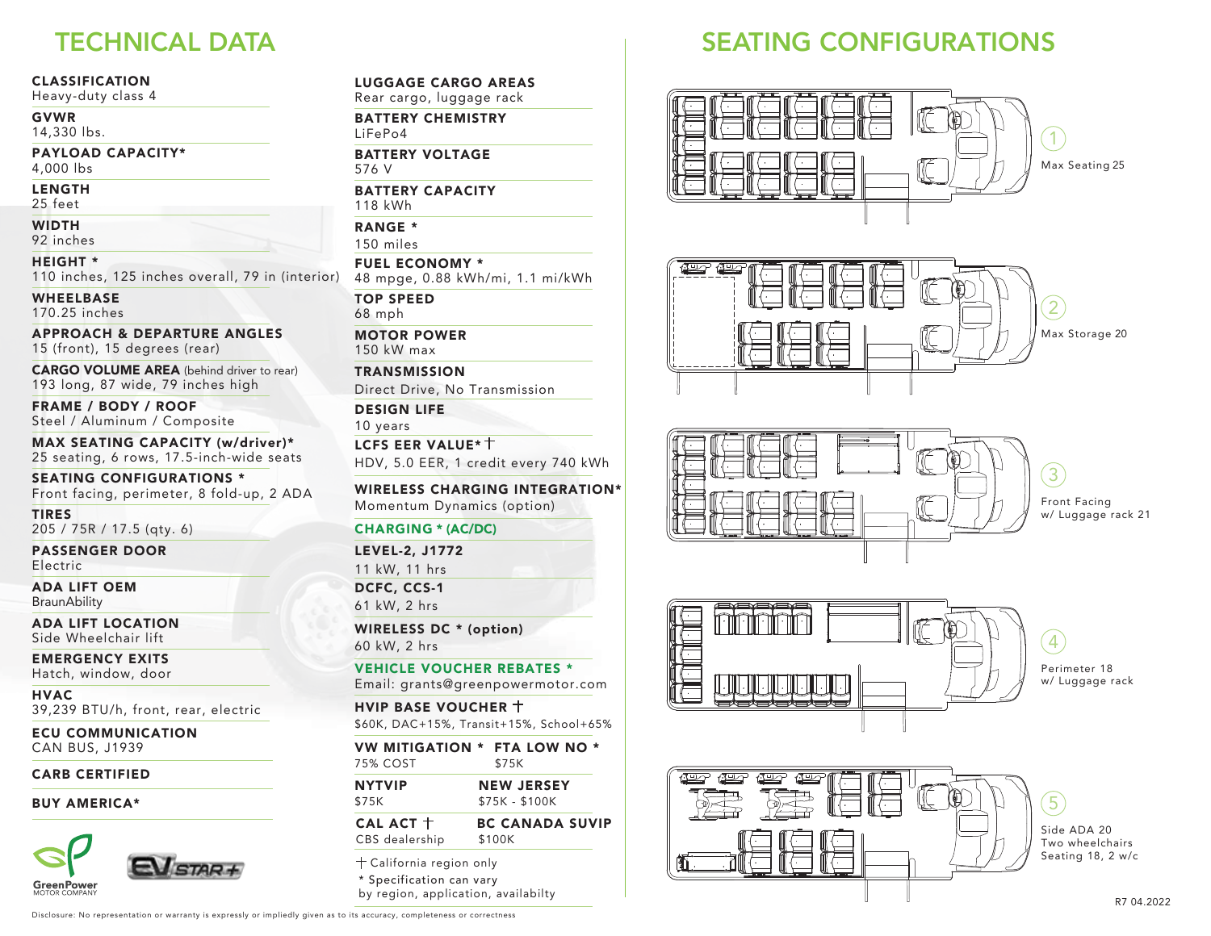# TECHNICAL DATA

**CLASSIFICATION**
Heavy-duty class 4

**GVWR**
14,330 lbs.

**PAYLOAD CAPACITY***
4,000 lbs

**LENGTH**
25 feet

**WIDTH**
92 inches

**HEIGHT ***
110 inches, 125 inches overall, 79 in (interior)

**WHEELBASE**
170.25 inches

**APPROACH & DEPARTURE ANGLES**
15 (front), 15 degrees (rear)

**CARGO VOLUME AREA** (behind driver to rear)
193 long, 87 wide, 79 inches high

**FRAME / BODY / ROOF**
Steel / Aluminum / Composite

**MAX SEATING CAPACITY (w/driver)***
25 seating, 6 rows, 17.5-inch-wide seats

**SEATING CONFIGURATIONS ***
Front facing, perimeter, 8 fold-up, 2 ADA

**TIRES**
205 / 75R / 17.5 (qty. 6)

**PASSENGER DOOR**
Electric

**ADA LIFT OEM**
BraunAbility

**ADA LIFT LOCATION**
Side Wheelchair lift

**EMERGENCY EXITS**
Hatch, window, door

**HVAC**
39,239 BTU/h, front, rear, electric

**ECU COMMUNICATION**
CAN BUS, J1939

**CARB CERTIFIED**

**BUY AMERICA***

**LUGGAGE CARGO AREAS**
Rear cargo, luggage rack

**BATTERY CHEMISTRY**
LiFePo4

**BATTERY VOLTAGE**
576 V

**BATTERY CAPACITY**
118 kWh

**RANGE ***
150 miles

**FUEL ECONOMY ***
48 mpge, 0.88 kWh/mi, 1.1 mi/kWh

**TOP SPEED**
68 mph

**MOTOR POWER**
150 kW max

**TRANSMISSION**
Direct Drive, No Transmission

**DESIGN LIFE**
10 years

**LCFS EER VALUE* †**
HDV, 5.0 EER, 1 credit every 740 kWh

**WIRELESS CHARGING INTEGRATION***
Momentum Dynamics (option)

**CHARGING * (AC/DC)**

**LEVEL-2, J1772**
11 kW, 11 hrs

**DCFC, CCS-1**
61 kW, 2 hrs

**WIRELESS DC * (option)**
60 kW, 2 hrs

**VEHICLE VOUCHER REBATES ***
Email: grants@greenpowermotor.com

**HVIP BASE VOUCHER †**
$60K, DAC+15%, Transit+15%, School+65%

| | |
|---|---|
| **VW MITIGATION *** 75% COST | **FTA LOW NO *** $75K |
| **NYTVIP** $75K | **NEW JERSEY** $75K - $100K |
| **CAL ACT †** CBS dealership | **BC CANADA SUVIP** $100K |

† California region only
* Specification can vary by region, application, availabilty

# SEATING CONFIGURATIONS

1. Max Seating 25
2. Max Storage 20
3. Front Facing w/ Luggage rack 21
4. Perimeter 18 w/ Luggage rack
5. Side ADA 20 Two wheelchairs Seating 18, 2 w/c

GreenPower MOTOR COMPANY

EV STAR+

R7 04.2022

Disclosure: No representation or warranty is expressly or impliedly given as to its accuracy, completeness or correctness